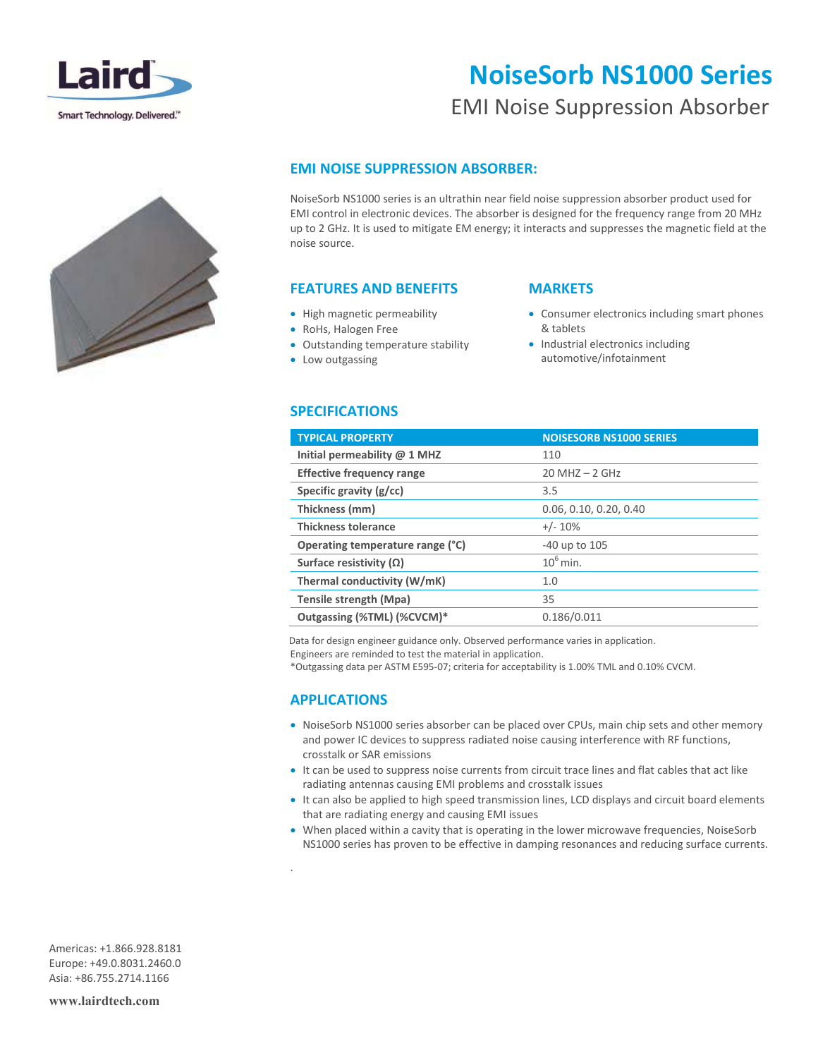Laird

Smart Technology. Delivered.™

# NoiseSorb NS1000 Series

EMI Noise Suppression Absorber

## EMI NOISE SUPPRESSION ABSORBER:

NoiseSorb NS1000 series is an ultrathin near field noise suppression absorber product used for EMI control in electronic devices. The absorber is designed for the frequency range from 20 MHz up to 2 GHz. It is used to mitigate EM energy; it interacts and suppresses the magnetic field at the noise source.

## FEATURES AND BENEFITS

- High magnetic permeability
- RoHs, Halogen Free
- Outstanding temperature stability
- Low outgassing

## MARKETS

- Consumer electronics including smart phones & tablets
- Industrial electronics including automotive/infotainment

## SPECIFICATIONS

| TYPICAL PROPERTY | NOISESORB NS1000 SERIES |
|---|---|
| **Initial permeability @ 1 MHZ** | 110 |
| **Effective frequency range** | 20 MHZ – 2 GHz |
| **Specific gravity (g/cc)** | 3.5 |
| **Thickness (mm)** | 0.06, 0.10, 0.20, 0.40 |
| **Thickness tolerance** | +/- 10% |
| **Operating temperature range (°C)** | -40 up to 105 |
| **Surface resistivity (Ω)** | $10^6$ min. |
| **Thermal conductivity (W/mK)** | 1.0 |
| **Tensile strength (Mpa)** | 35 |
| **Outgassing (%TML) (%CVCM)*** | 0.186/0.011 |

Data for design engineer guidance only. Observed performance varies in application.
Engineers are reminded to test the material in application.
*Outgassing data per ASTM E595-07; criteria for acceptability is 1.00% TML and 0.10% CVCM.

## APPLICATIONS

- NoiseSorb NS1000 series absorber can be placed over CPUs, main chip sets and other memory and power IC devices to suppress radiated noise causing interference with RF functions, crosstalk or SAR emissions
- It can be used to suppress noise currents from circuit trace lines and flat cables that act like radiating antennas causing EMI problems and crosstalk issues
- It can also be applied to high speed transmission lines, LCD displays and circuit board elements that are radiating energy and causing EMI issues
- When placed within a cavity that is operating in the lower microwave frequencies, NoiseSorb NS1000 series has proven to be effective in damping resonances and reducing surface currents.

Americas: +1.866.928.8181
Europe: +49.0.8031.2460.0
Asia: +86.755.2714.1166

**www.lairdtech.com**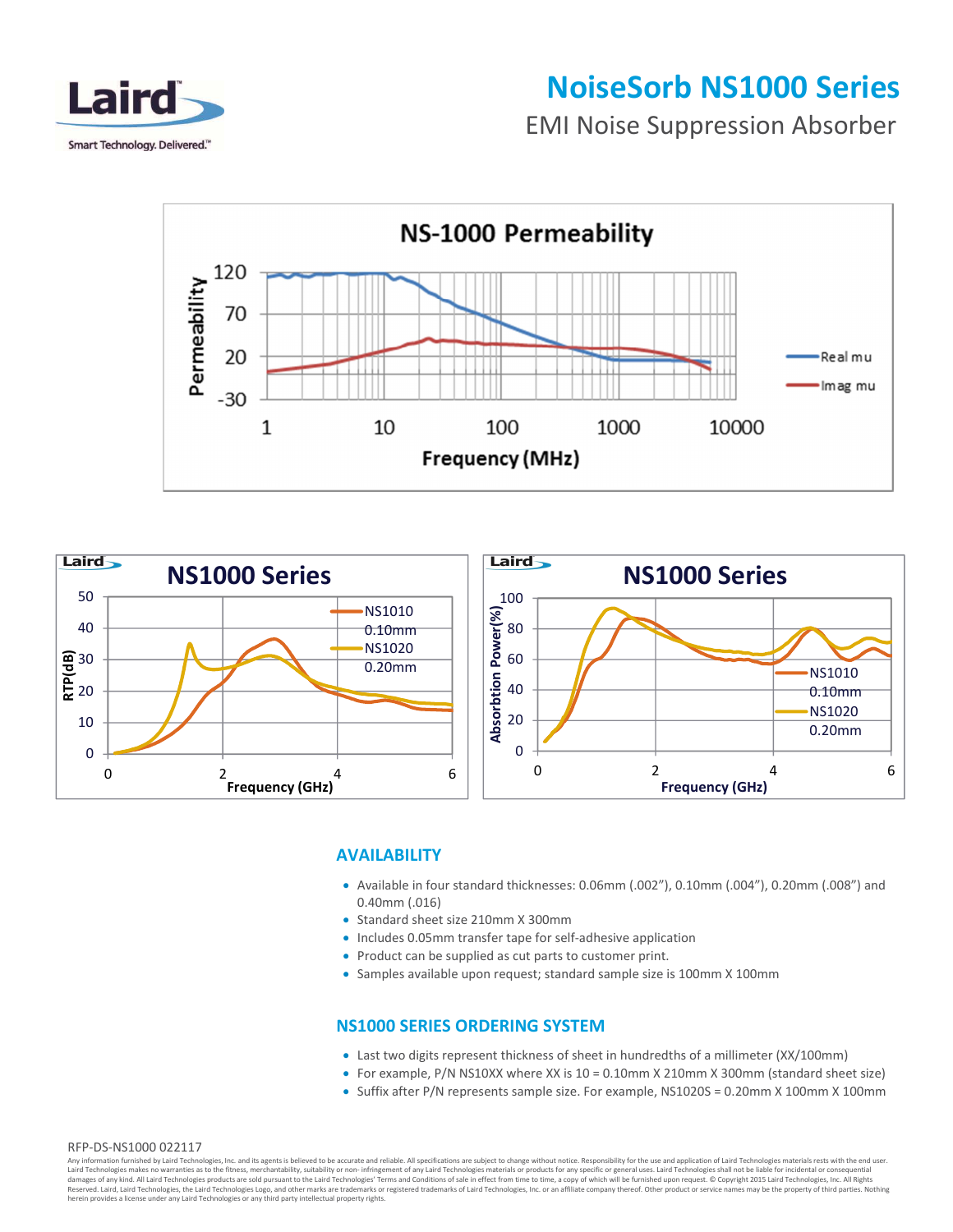# NoiseSorb NS1000 Series

EMI Noise Suppression Absorber

NS-1000 Permeability

Permeability

120

70

20

-30

1

10

100

1000

10000

Frequency (MHz)

Real mu

Imag mu

NS1000 Series

RTP(dB)

50

40

30

20

10

0

0

2

4

6

Frequency (GHz)

NS1010 0.10mm

NS1020 0.20mm

NS1000 Series

Absorbtion Power(%)

100

80

60

40

20

0

0

2

4

6

Frequency (GHz)

NS1010 0.10mm

NS1020 0.20mm

## AVAILABILITY

- Available in four standard thicknesses: 0.06mm (.002"), 0.10mm (.004"), 0.20mm (.008") and 0.40mm (.016)
- Standard sheet size 210mm X 300mm
- Includes 0.05mm transfer tape for self-adhesive application
- Product can be supplied as cut parts to customer print.
- Samples available upon request; standard sample size is 100mm X 100mm

## NS1000 SERIES ORDERING SYSTEM

- Last two digits represent thickness of sheet in hundredths of a millimeter (XX/100mm)
- For example, P/N NS10XX where XX is 10 = 0.10mm X 210mm X 300mm (standard sheet size)
- Suffix after P/N represents sample size. For example, NS1020S = 0.20mm X 100mm X 100mm

RFP-DS-NS1000 022117

Any information furnished by Laird Technologies, Inc. and its agents is believed to be accurate and reliable. All specifications are subject to change without notice. Responsibility for the use and application of Laird Technologies materials rests with the end user. Laird Technologies makes no warranties as to the fitness, merchantability, suitability or non- infringement of any Laird Technologies materials or products for any specific or general uses. Laird Technologies shall not be liable for incidental or consequential damages of any kind. All Laird Technologies products are sold pursuant to the Laird Technologies' Terms and Conditions of sale in effect from time to time, a copy of which will be furnished upon request. © Copyright 2015 Laird Technologies, Inc. All Rights Reserved. Laird, Laird Technologies, the Laird Technologies Logo, and other marks are trademarks or registered trademarks of Laird Technologies, Inc. or an affiliate company thereof. Other product or service names may be the property of third parties. Nothing herein provides a license under any Laird Technologies or any third party intellectual property rights.